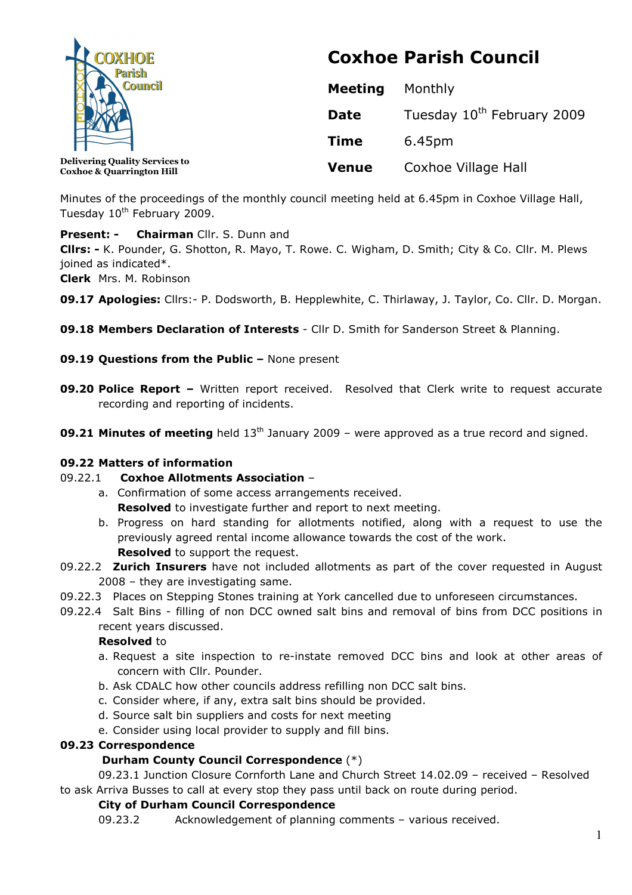Delivering Quality Services to Coxhoe & Quarrington Hill

# Coxhoe Parish Council

| | |
|---|---|
| **Meeting** | Monthly |
| **Date** | Tuesday 10th February 2009 |
| **Time** | 6.45pm |
| **Venue** | Coxhoe Village Hall |

Minutes of the proceedings of the monthly council meeting held at 6.45pm in Coxhoe Village Hall, Tuesday 10th February 2009.

**Present: -** **Chairman** Cllr. S. Dunn and
**Cllrs: -** K. Pounder, G. Shotton, R. Mayo, T. Rowe. C. Wigham, D. Smith; City & Co. Cllr. M. Plews joined as indicated*.
**Clerk** Mrs. M. Robinson

**09.17 Apologies:** Cllrs:- P. Dodsworth, B. Hepplewhite, C. Thirlaway, J. Taylor, Co. Cllr. D. Morgan.

**09.18 Members Declaration of Interests** - Cllr D. Smith for Sanderson Street & Planning.

**09.19 Questions from the Public –** None present

**09.20 Police Report –** Written report received. Resolved that Clerk write to request accurate recording and reporting of incidents.

**09.21 Minutes of meeting** held 13th January 2009 – were approved as a true record and signed.

**09.22 Matters of information**

09.22.1 **Coxhoe Allotments Association** –

a. Confirmation of some access arrangements received.
**Resolved** to investigate further and report to next meeting.

b. Progress on hard standing for allotments notified, along with a request to use the previously agreed rental income allowance towards the cost of the work.
**Resolved** to support the request.

09.22.2 **Zurich Insurers** have not included allotments as part of the cover requested in August 2008 – they are investigating same.

09.22.3 Places on Stepping Stones training at York cancelled due to unforeseen circumstances.

09.22.4 Salt Bins - filling of non DCC owned salt bins and removal of bins from DCC positions in recent years discussed.

**Resolved** to

a. Request a site inspection to re-instate removed DCC bins and look at other areas of concern with Cllr. Pounder.
b. Ask CDALC how other councils address refilling non DCC salt bins.
c. Consider where, if any, extra salt bins should be provided.
d. Source salt bin suppliers and costs for next meeting
e. Consider using local provider to supply and fill bins.

**09.23 Correspondence**

**Durham County Council Correspondence** (*)

09.23.1 Junction Closure Cornforth Lane and Church Street 14.02.09 – received – Resolved to ask Arriva Busses to call at every stop they pass until back on route during period.

**City of Durham Council Correspondence**

09.23.2 Acknowledgement of planning comments – various received.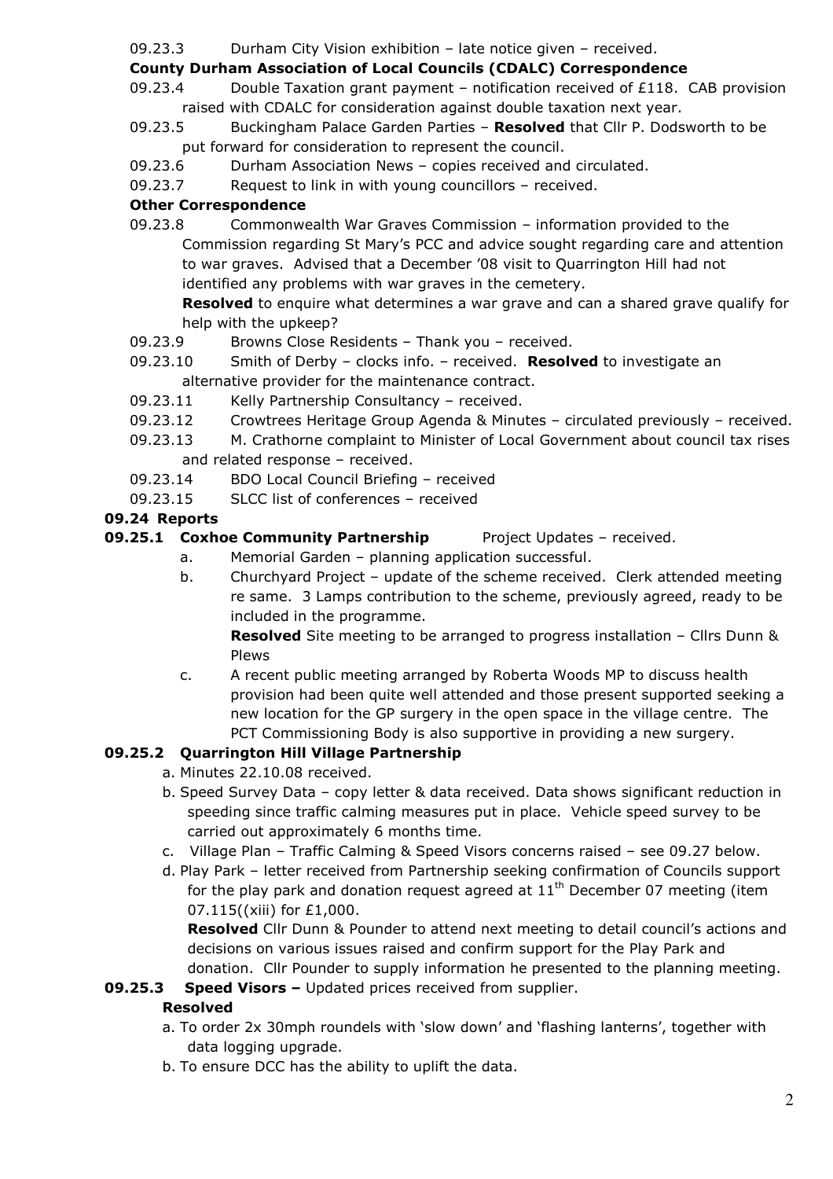09.23.3 Durham City Vision exhibition – late notice given – received.

**County Durham Association of Local Councils (CDALC) Correspondence**

09.23.4 Double Taxation grant payment – notification received of £118. CAB provision raised with CDALC for consideration against double taxation next year.

09.23.5 Buckingham Palace Garden Parties – **Resolved** that Cllr P. Dodsworth to be put forward for consideration to represent the council.

09.23.6 Durham Association News – copies received and circulated.

09.23.7 Request to link in with young councillors – received.

**Other Correspondence**

09.23.8 Commonwealth War Graves Commission – information provided to the Commission regarding St Mary's PCC and advice sought regarding care and attention to war graves. Advised that a December '08 visit to Quarrington Hill had not identified any problems with war graves in the cemetery.

**Resolved** to enquire what determines a war grave and can a shared grave qualify for help with the upkeep?

09.23.9 Browns Close Residents – Thank you – received.

09.23.10 Smith of Derby – clocks info. – received. **Resolved** to investigate an alternative provider for the maintenance contract.

09.23.11 Kelly Partnership Consultancy – received.

09.23.12 Crowtrees Heritage Group Agenda & Minutes – circulated previously – received.

09.23.13 M. Crathorne complaint to Minister of Local Government about council tax rises and related response – received.

09.23.14 BDO Local Council Briefing – received

09.23.15 SLCC list of conferences – received

## 09.24 Reports

**09.25.1 Coxhoe Community Partnership** Project Updates – received.

a. Memorial Garden – planning application successful.

b. Churchyard Project – update of the scheme received. Clerk attended meeting re same. 3 Lamps contribution to the scheme, previously agreed, ready to be included in the programme.

**Resolved** Site meeting to be arranged to progress installation – Cllrs Dunn & Plews

c. A recent public meeting arranged by Roberta Woods MP to discuss health provision had been quite well attended and those present supported seeking a new location for the GP surgery in the open space in the village centre. The PCT Commissioning Body is also supportive in providing a new surgery.

**09.25.2 Quarrington Hill Village Partnership**

a. Minutes 22.10.08 received.

b. Speed Survey Data – copy letter & data received. Data shows significant reduction in speeding since traffic calming measures put in place. Vehicle speed survey to be carried out approximately 6 months time.

c. Village Plan – Traffic Calming & Speed Visors concerns raised – see 09.27 below.

d. Play Park – letter received from Partnership seeking confirmation of Councils support for the play park and donation request agreed at 11th December 07 meeting (item 07.115((xiii) for £1,000.

**Resolved** Cllr Dunn & Pounder to attend next meeting to detail council's actions and decisions on various issues raised and confirm support for the Play Park and donation. Cllr Pounder to supply information he presented to the planning meeting.

**09.25.3 Speed Visors –** Updated prices received from supplier.

**Resolved**

a. To order 2x 30mph roundels with 'slow down' and 'flashing lanterns', together with data logging upgrade.

b. To ensure DCC has the ability to uplift the data.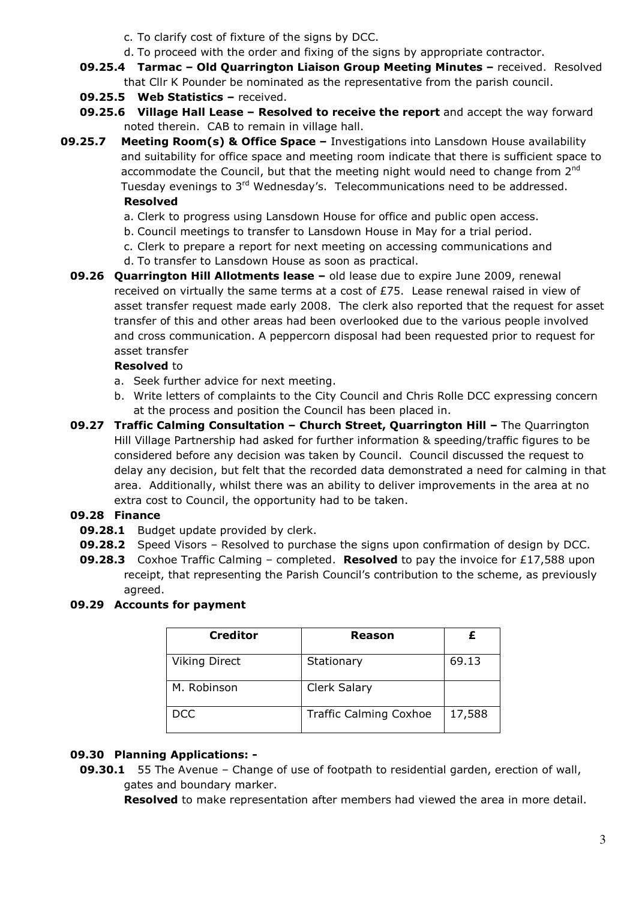c. To clarify cost of fixture of the signs by DCC.
d. To proceed with the order and fixing of the signs by appropriate contractor.

**09.25.4 Tarmac – Old Quarrington Liaison Group Meeting Minutes –** received. Resolved that Cllr K Pounder be nominated as the representative from the parish council.

**09.25.5 Web Statistics –** received.

**09.25.6 Village Hall Lease – Resolved to receive the report** and accept the way forward noted therein. CAB to remain in village hall.

**09.25.7 Meeting Room(s) & Office Space –** Investigations into Lansdown House availability and suitability for office space and meeting room indicate that there is sufficient space to accommodate the Council, but that the meeting night would need to change from 2nd Tuesday evenings to 3rd Wednesday's. Telecommunications need to be addressed.

**Resolved**

a. Clerk to progress using Lansdown House for office and public open access.
b. Council meetings to transfer to Lansdown House in May for a trial period.
c. Clerk to prepare a report for next meeting on accessing communications and
d. To transfer to Lansdown House as soon as practical.

**09.26 Quarrington Hill Allotments lease –** old lease due to expire June 2009, renewal received on virtually the same terms at a cost of £75. Lease renewal raised in view of asset transfer request made early 2008. The clerk also reported that the request for asset transfer of this and other areas had been overlooked due to the various people involved and cross communication. A peppercorn disposal had been requested prior to request for asset transfer

**Resolved** to

a. Seek further advice for next meeting.
b. Write letters of complaints to the City Council and Chris Rolle DCC expressing concern at the process and position the Council has been placed in.

**09.27 Traffic Calming Consultation – Church Street, Quarrington Hill –** The Quarrington Hill Village Partnership had asked for further information & speeding/traffic figures to be considered before any decision was taken by Council. Council discussed the request to delay any decision, but felt that the recorded data demonstrated a need for calming in that area. Additionally, whilst there was an ability to deliver improvements in the area at no extra cost to Council, the opportunity had to be taken.

**09.28 Finance**

**09.28.1** Budget update provided by clerk.

**09.28.2** Speed Visors – Resolved to purchase the signs upon confirmation of design by DCC.

**09.28.3** Coxhoe Traffic Calming – completed. **Resolved** to pay the invoice for £17,588 upon receipt, that representing the Parish Council's contribution to the scheme, as previously agreed.

**09.29 Accounts for payment**

| Creditor | Reason | £ |
|---|---|---|
| Viking Direct | Stationary | 69.13 |
| M. Robinson | Clerk Salary | |
| DCC | Traffic Calming Coxhoe | 17,588 |

**09.30 Planning Applications: -**

**09.30.1** 55 The Avenue – Change of use of footpath to residential garden, erection of wall, gates and boundary marker.

**Resolved** to make representation after members had viewed the area in more detail.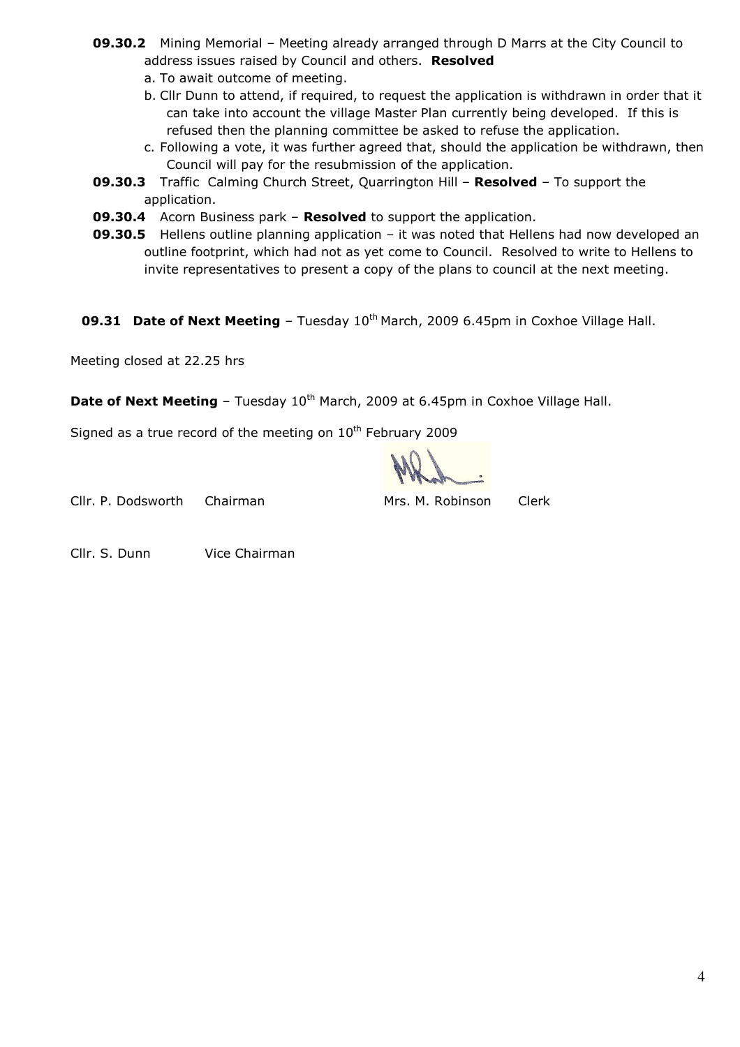**09.30.2** Mining Memorial – Meeting already arranged through D Marrs at the City Council to address issues raised by Council and others. **Resolved**

a. To await outcome of meeting.

b. Cllr Dunn to attend, if required, to request the application is withdrawn in order that it can take into account the village Master Plan currently being developed. If this is refused then the planning committee be asked to refuse the application.

c. Following a vote, it was further agreed that, should the application be withdrawn, then Council will pay for the resubmission of the application.

**09.30.3** Traffic Calming Church Street, Quarrington Hill – **Resolved** – To support the application.

**09.30.4** Acorn Business park – **Resolved** to support the application.

**09.30.5** Hellens outline planning application – it was noted that Hellens had now developed an outline footprint, which had not as yet come to Council. Resolved to write to Hellens to invite representatives to present a copy of the plans to council at the next meeting.

**09.31 Date of Next Meeting** – Tuesday 10th March, 2009 6.45pm in Coxhoe Village Hall.

Meeting closed at 22.25 hrs

**Date of Next Meeting** – Tuesday 10th March, 2009 at 6.45pm in Coxhoe Village Hall.

Signed as a true record of the meeting on 10th February 2009

Cllr. P. Dodsworth Chairman Mrs. M. Robinson Clerk

Cllr. S. Dunn Vice Chairman